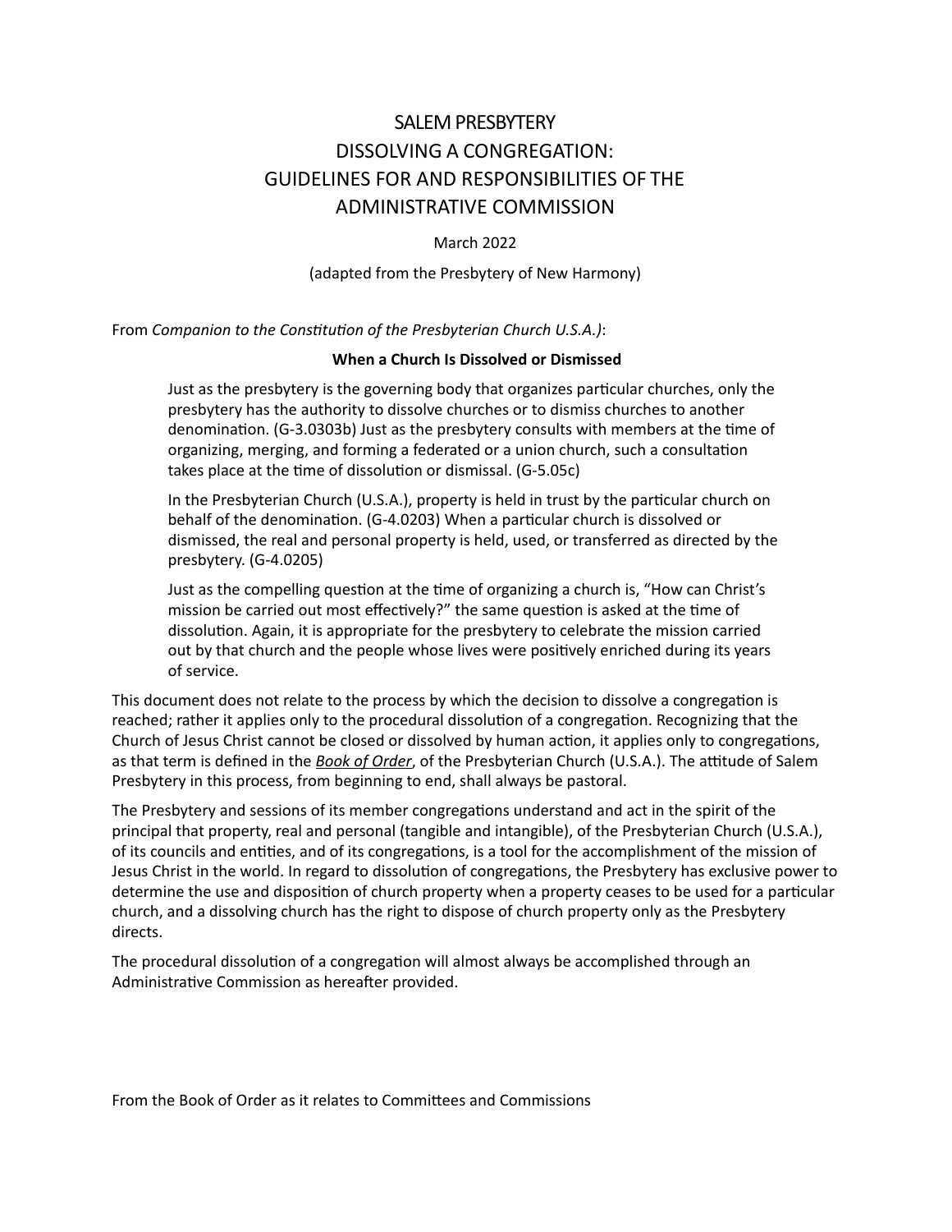# SALEM PRESBYTERY
# DISSOLVING A CONGREGATION:
# GUIDELINES FOR AND RESPONSIBILITIES OF THE ADMINISTRATIVE COMMISSION

March 2022

(adapted from the Presbytery of New Harmony)

From *Companion to the Constitution of the Presbyterian Church U.S.A.)*:

**When a Church Is Dissolved or Dismissed**

> Just as the presbytery is the governing body that organizes particular churches, only the presbytery has the authority to dissolve churches or to dismiss churches to another denomination. (G-3.0303b) Just as the presbytery consults with members at the time of organizing, merging, and forming a federated or a union church, such a consultation takes place at the time of dissolution or dismissal. (G-5.05c)
>
> In the Presbyterian Church (U.S.A.), property is held in trust by the particular church on behalf of the denomination. (G-4.0203) When a particular church is dissolved or dismissed, the real and personal property is held, used, or transferred as directed by the presbytery. (G-4.0205)
>
> Just as the compelling question at the time of organizing a church is, "How can Christ's mission be carried out most effectively?" the same question is asked at the time of dissolution. Again, it is appropriate for the presbytery to celebrate the mission carried out by that church and the people whose lives were positively enriched during its years of service.

This document does not relate to the process by which the decision to dissolve a congregation is reached; rather it applies only to the procedural dissolution of a congregation. Recognizing that the Church of Jesus Christ cannot be closed or dissolved by human action, it applies only to congregations, as that term is defined in the ***Book of Order***, of the Presbyterian Church (U.S.A.). The attitude of Salem Presbytery in this process, from beginning to end, shall always be pastoral.

The Presbytery and sessions of its member congregations understand and act in the spirit of the principal that property, real and personal (tangible and intangible), of the Presbyterian Church (U.S.A.), of its councils and entities, and of its congregations, is a tool for the accomplishment of the mission of Jesus Christ in the world. In regard to dissolution of congregations, the Presbytery has exclusive power to determine the use and disposition of church property when a property ceases to be used for a particular church, and a dissolving church has the right to dispose of church property only as the Presbytery directs.

The procedural dissolution of a congregation will almost always be accomplished through an Administrative Commission as hereafter provided.

From the Book of Order as it relates to Committees and Commissions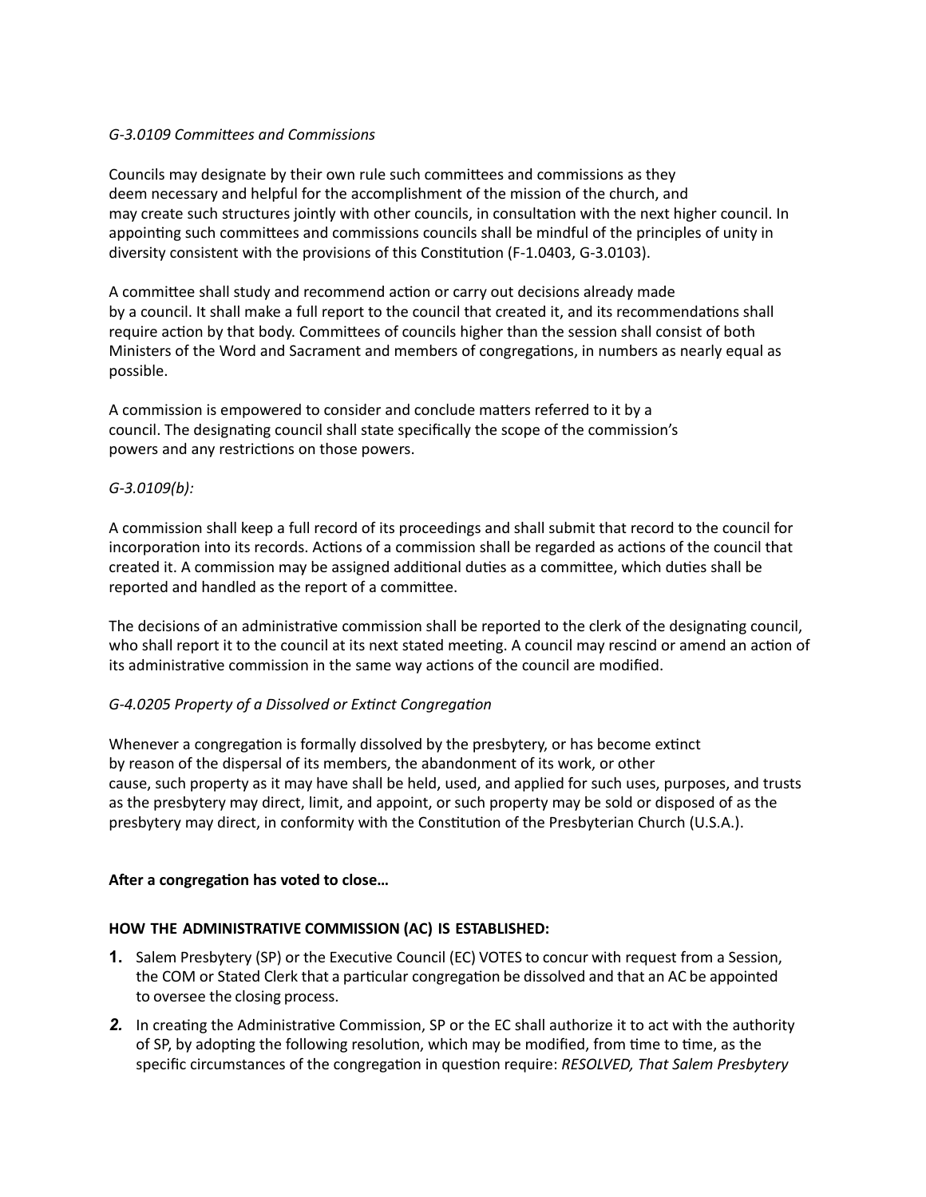*G-3.0109 Committees and Commissions*

Councils may designate by their own rule such committees and commissions as they deem necessary and helpful for the accomplishment of the mission of the church, and may create such structures jointly with other councils, in consultation with the next higher council. In appointing such committees and commissions councils shall be mindful of the principles of unity in diversity consistent with the provisions of this Constitution (F-1.0403, G-3.0103).

A committee shall study and recommend action or carry out decisions already made by a council. It shall make a full report to the council that created it, and its recommendations shall require action by that body. Committees of councils higher than the session shall consist of both Ministers of the Word and Sacrament and members of congregations, in numbers as nearly equal as possible.

A commission is empowered to consider and conclude matters referred to it by a council. The designating council shall state specifically the scope of the commission's powers and any restrictions on those powers.

*G-3.0109(b):*

A commission shall keep a full record of its proceedings and shall submit that record to the council for incorporation into its records. Actions of a commission shall be regarded as actions of the council that created it. A commission may be assigned additional duties as a committee, which duties shall be reported and handled as the report of a committee.

The decisions of an administrative commission shall be reported to the clerk of the designating council, who shall report it to the council at its next stated meeting. A council may rescind or amend an action of its administrative commission in the same way actions of the council are modified.

*G-4.0205 Property of a Dissolved or Extinct Congregation*

Whenever a congregation is formally dissolved by the presbytery, or has become extinct by reason of the dispersal of its members, the abandonment of its work, or other cause, such property as it may have shall be held, used, and applied for such uses, purposes, and trusts as the presbytery may direct, limit, and appoint, or such property may be sold or disposed of as the presbytery may direct, in conformity with the Constitution of the Presbyterian Church (U.S.A.).

**After a congregation has voted to close…**

**HOW THE ADMINISTRATIVE COMMISSION (AC) IS ESTABLISHED:**

1. Salem Presbytery (SP) or the Executive Council (EC) VOTES to concur with request from a Session, the COM or Stated Clerk that a particular congregation be dissolved and that an AC be appointed to oversee the closing process.
2. In creating the Administrative Commission, SP or the EC shall authorize it to act with the authority of SP, by adopting the following resolution, which may be modified, from time to time, as the specific circumstances of the congregation in question require: *RESOLVED, That Salem Presbytery*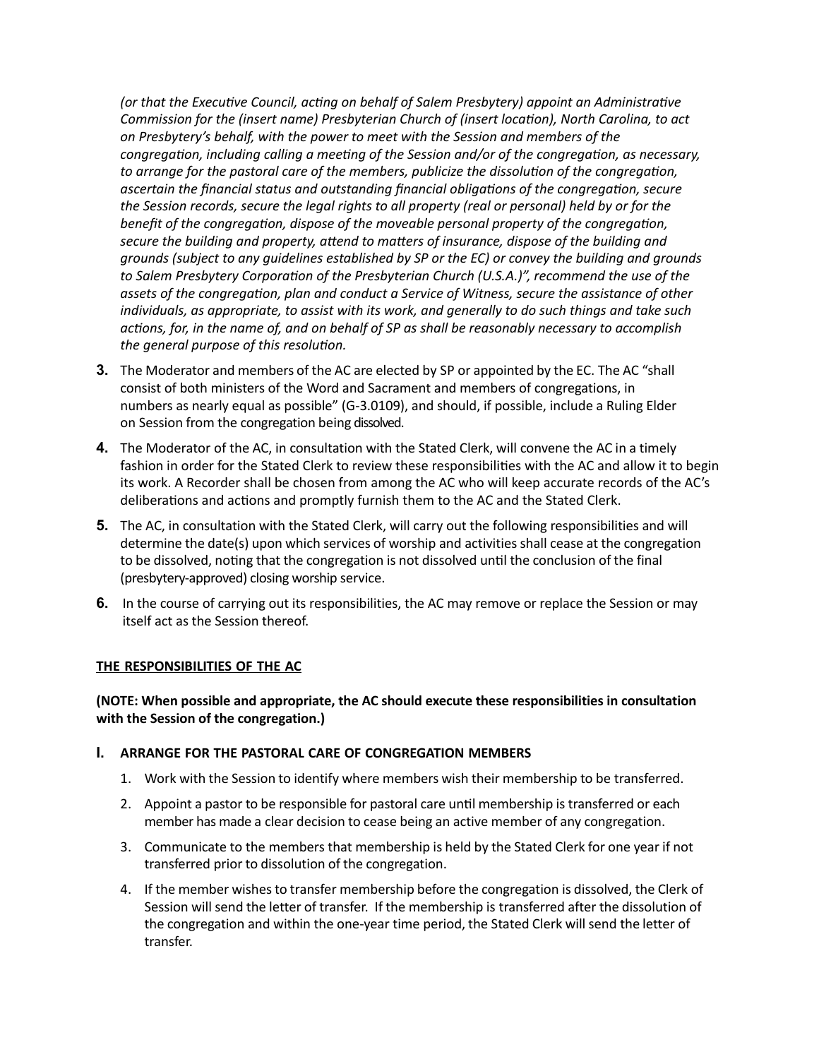*(or that the Executive Council, acting on behalf of Salem Presbytery) appoint an Administrative Commission for the (insert name) Presbyterian Church of (insert location), North Carolina, to act on Presbytery's behalf, with the power to meet with the Session and members of the congregation, including calling a meeting of the Session and/or of the congregation, as necessary, to arrange for the pastoral care of the members, publicize the dissolution of the congregation, ascertain the financial status and outstanding financial obligations of the congregation, secure the Session records, secure the legal rights to all property (real or personal) held by or for the benefit of the congregation, dispose of the moveable personal property of the congregation, secure the building and property, attend to matters of insurance, dispose of the building and grounds (subject to any guidelines established by SP or the EC) or convey the building and grounds to Salem Presbytery Corporation of the Presbyterian Church (U.S.A.)", recommend the use of the assets of the congregation, plan and conduct a Service of Witness, secure the assistance of other individuals, as appropriate, to assist with its work, and generally to do such things and take such actions, for, in the name of, and on behalf of SP as shall be reasonably necessary to accomplish the general purpose of this resolution.*

3. The Moderator and members of the AC are elected by SP or appointed by the EC. The AC "shall consist of both ministers of the Word and Sacrament and members of congregations, in numbers as nearly equal as possible" (G-3.0109), and should, if possible, include a Ruling Elder on Session from the congregation being dissolved.
4. The Moderator of the AC, in consultation with the Stated Clerk, will convene the AC in a timely fashion in order for the Stated Clerk to review these responsibilities with the AC and allow it to begin its work. A Recorder shall be chosen from among the AC who will keep accurate records of the AC's deliberations and actions and promptly furnish them to the AC and the Stated Clerk.
5. The AC, in consultation with the Stated Clerk, will carry out the following responsibilities and will determine the date(s) upon which services of worship and activities shall cease at the congregation to be dissolved, noting that the congregation is not dissolved until the conclusion of the final (presbytery-approved) closing worship service.
6. In the course of carrying out its responsibilities, the AC may remove or replace the Session or may itself act as the Session thereof.

## THE RESPONSIBILITIES OF THE AC

**(NOTE: When possible and appropriate, the AC should execute these responsibilities in consultation with the Session of the congregation.)**

### I. ARRANGE FOR THE PASTORAL CARE OF CONGREGATION MEMBERS

1. Work with the Session to identify where members wish their membership to be transferred.
2. Appoint a pastor to be responsible for pastoral care until membership is transferred or each member has made a clear decision to cease being an active member of any congregation.
3. Communicate to the members that membership is held by the Stated Clerk for one year if not transferred prior to dissolution of the congregation.
4. If the member wishes to transfer membership before the congregation is dissolved, the Clerk of Session will send the letter of transfer. If the membership is transferred after the dissolution of the congregation and within the one-year time period, the Stated Clerk will send the letter of transfer.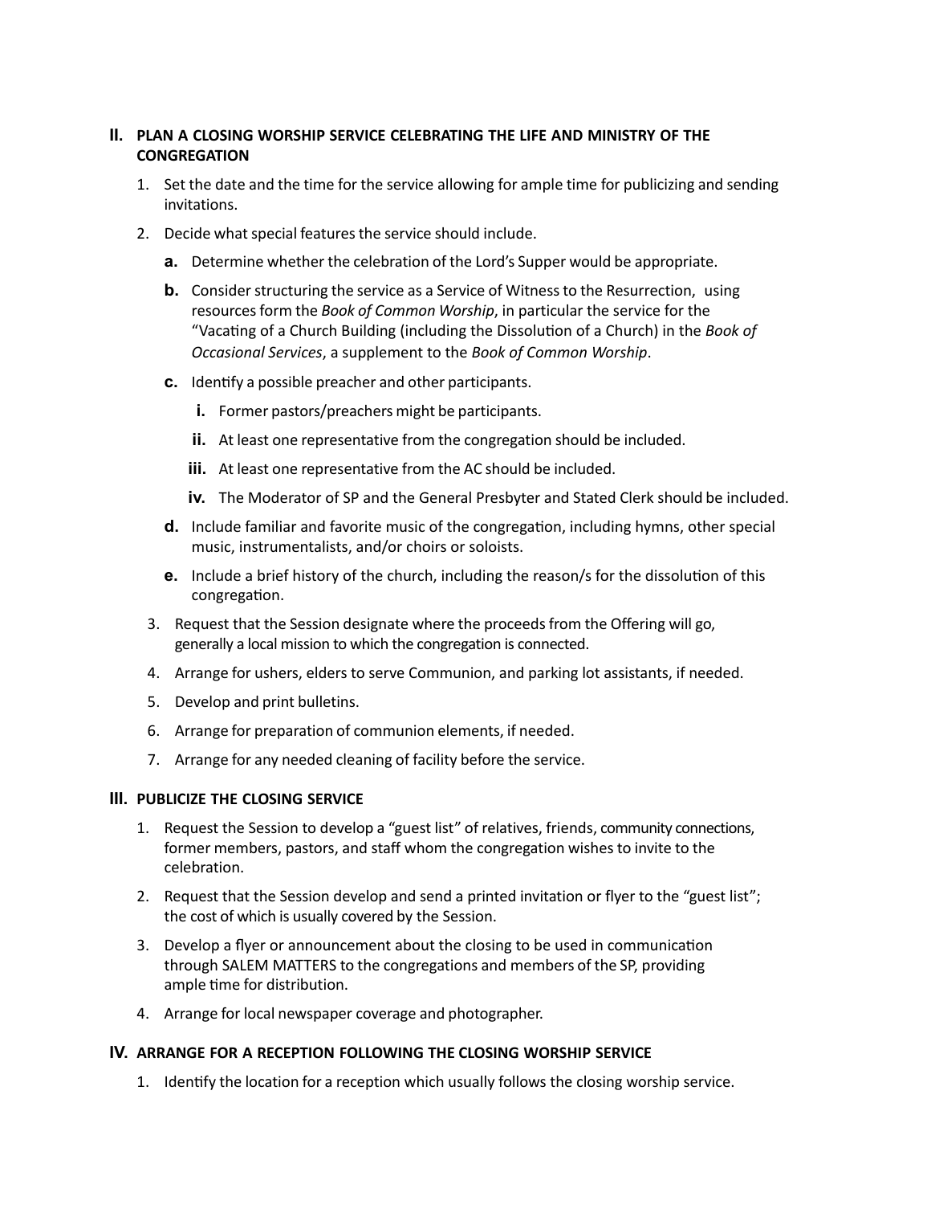## II. PLAN A CLOSING WORSHIP SERVICE CELEBRATING THE LIFE AND MINISTRY OF THE CONGREGATION

1. Set the date and the time for the service allowing for ample time for publicizing and sending invitations.
2. Decide what special features the service should include.
   - **a.** Determine whether the celebration of the Lord's Supper would be appropriate.
   - **b.** Consider structuring the service as a Service of Witness to the Resurrection, using resources form the *Book of Common Worship*, in particular the service for the "Vacating of a Church Building (including the Dissolution of a Church) in the *Book of Occasional Services*, a supplement to the *Book of Common Worship*.
   - **c.** Identify a possible preacher and other participants.
     - **i.** Former pastors/preachers might be participants.
     - **ii.** At least one representative from the congregation should be included.
     - **iii.** At least one representative from the AC should be included.
     - **iv.** The Moderator of SP and the General Presbyter and Stated Clerk should be included.
   - **d.** Include familiar and favorite music of the congregation, including hymns, other special music, instrumentalists, and/or choirs or soloists.
   - **e.** Include a brief history of the church, including the reason/s for the dissolution of this congregation.
3. Request that the Session designate where the proceeds from the Offering will go, generally a local mission to which the congregation is connected.
4. Arrange for ushers, elders to serve Communion, and parking lot assistants, if needed.
5. Develop and print bulletins.
6. Arrange for preparation of communion elements, if needed.
7. Arrange for any needed cleaning of facility before the service.

## III. PUBLICIZE THE CLOSING SERVICE

1. Request the Session to develop a "guest list" of relatives, friends, community connections, former members, pastors, and staff whom the congregation wishes to invite to the celebration.
2. Request that the Session develop and send a printed invitation or flyer to the "guest list"; the cost of which is usually covered by the Session.
3. Develop a flyer or announcement about the closing to be used in communication through SALEM MATTERS to the congregations and members of the SP, providing ample time for distribution.
4. Arrange for local newspaper coverage and photographer.

## IV. ARRANGE FOR A RECEPTION FOLLOWING THE CLOSING WORSHIP SERVICE

1. Identify the location for a reception which usually follows the closing worship service.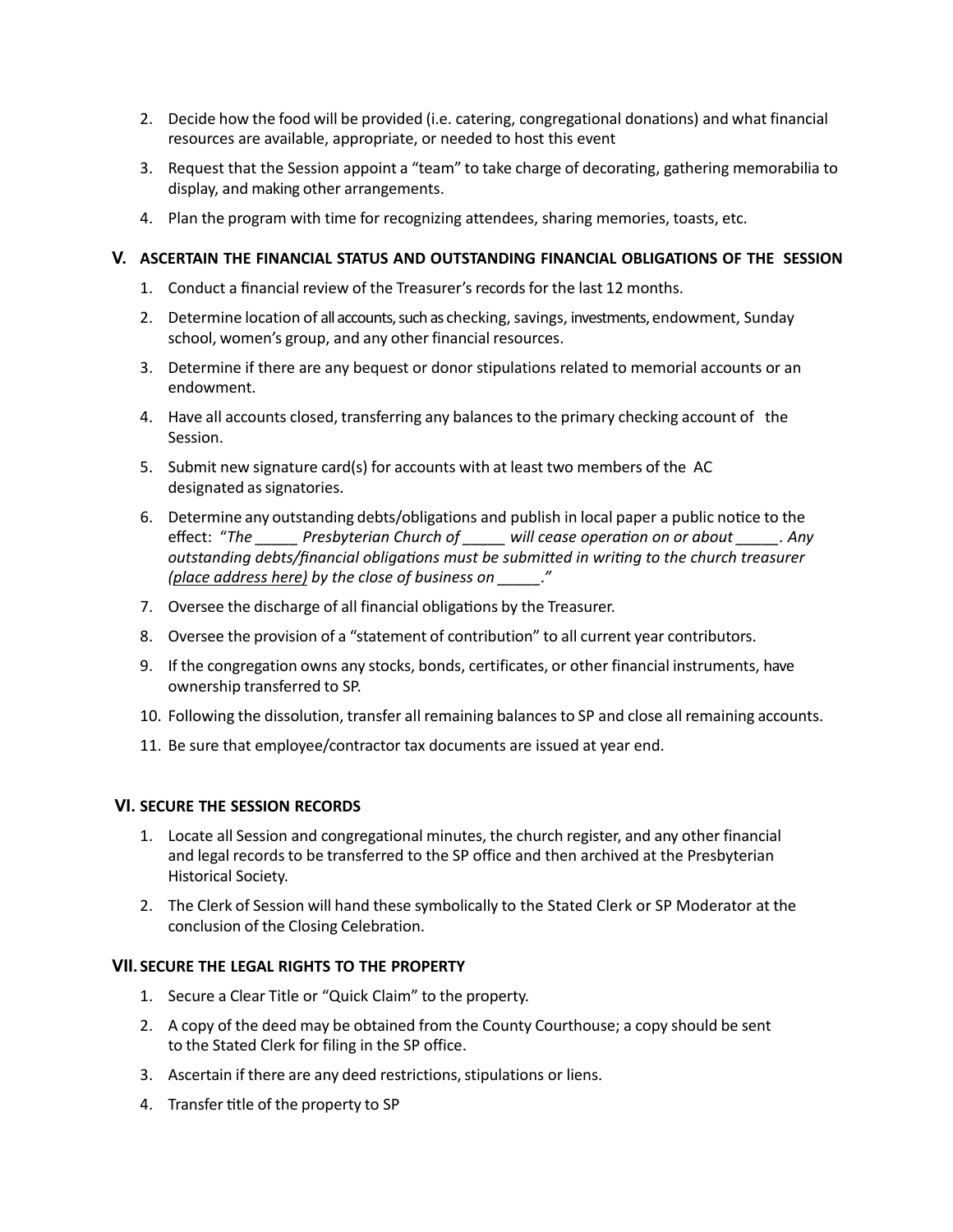2. Decide how the food will be provided (i.e. catering, congregational donations) and what financial resources are available, appropriate, or needed to host this event
3. Request that the Session appoint a "team" to take charge of decorating, gathering memorabilia to display, and making other arrangements.
4. Plan the program with time for recognizing attendees, sharing memories, toasts, etc.

## V. ASCERTAIN THE FINANCIAL STATUS AND OUTSTANDING FINANCIAL OBLIGATIONS OF THE SESSION

1. Conduct a financial review of the Treasurer's records for the last 12 months.
2. Determine location of all accounts, such as checking, savings, investments, endowment, Sunday school, women's group, and any other financial resources.
3. Determine if there are any bequest or donor stipulations related to memorial accounts or an endowment.
4. Have all accounts closed, transferring any balances to the primary checking account of the Session.
5. Submit new signature card(s) for accounts with at least two members of the AC designated as signatories.
6. Determine any outstanding debts/obligations and publish in local paper a public notice to the effect: *"The _____ Presbyterian Church of _____ will cease operation on or about _____. Any outstanding debts/financial obligations must be submitted in writing to the church treasurer (place address here) by the close of business on _____."*
7. Oversee the discharge of all financial obligations by the Treasurer.
8. Oversee the provision of a "statement of contribution" to all current year contributors.
9. If the congregation owns any stocks, bonds, certificates, or other financial instruments, have ownership transferred to SP.
10. Following the dissolution, transfer all remaining balances to SP and close all remaining accounts.
11. Be sure that employee/contractor tax documents are issued at year end.

## VI. SECURE THE SESSION RECORDS

1. Locate all Session and congregational minutes, the church register, and any other financial and legal records to be transferred to the SP office and then archived at the Presbyterian Historical Society.
2. The Clerk of Session will hand these symbolically to the Stated Clerk or SP Moderator at the conclusion of the Closing Celebration.

## VII. SECURE THE LEGAL RIGHTS TO THE PROPERTY

1. Secure a Clear Title or "Quick Claim" to the property.
2. A copy of the deed may be obtained from the County Courthouse; a copy should be sent to the Stated Clerk for filing in the SP office.
3. Ascertain if there are any deed restrictions, stipulations or liens.
4. Transfer title of the property to SP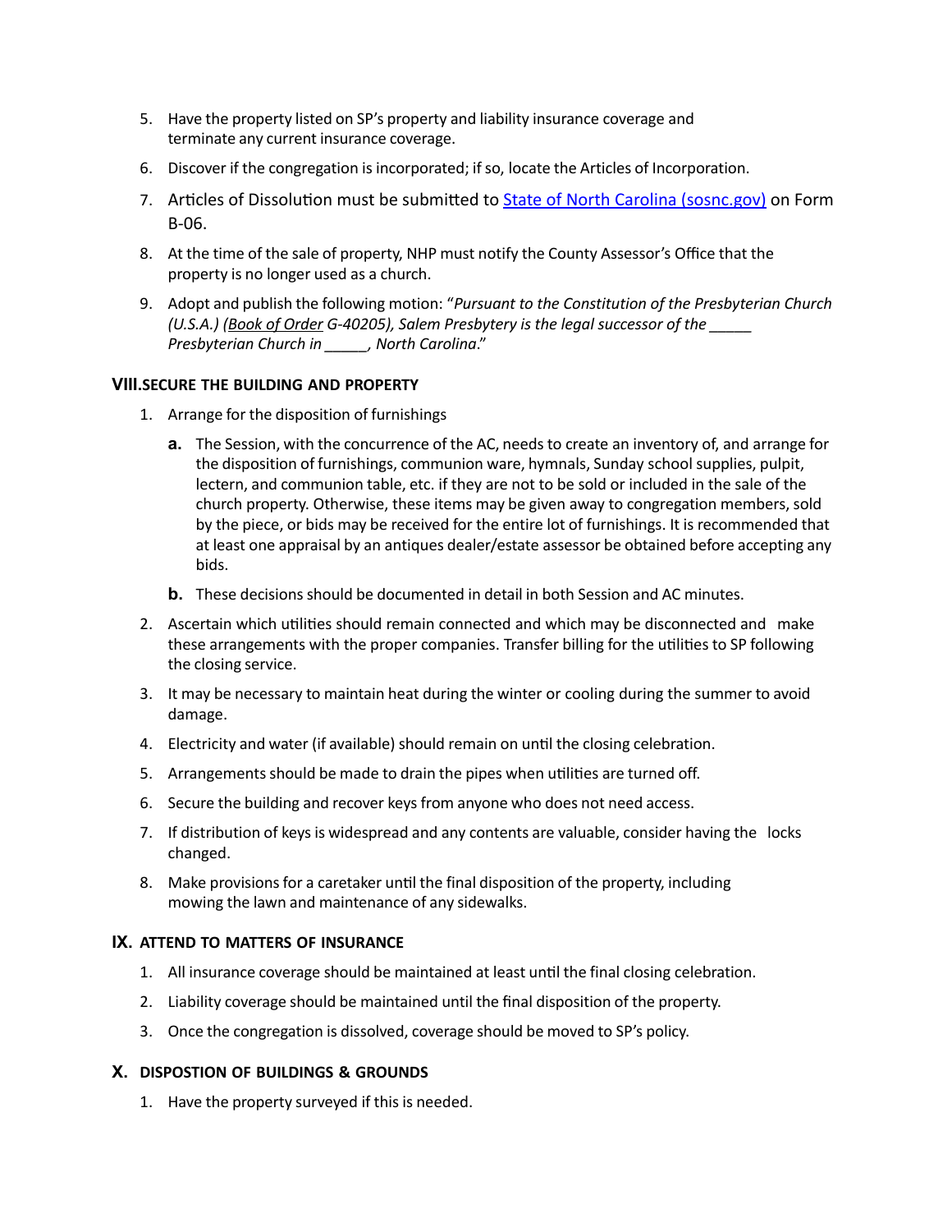5. Have the property listed on SP's property and liability insurance coverage and terminate any current insurance coverage.
6. Discover if the congregation is incorporated; if so, locate the Articles of Incorporation.
7. Articles of Dissolution must be submitted to [State of North Carolina (sosnc.gov)](https://sosnc.gov) on Form B-06.
8. At the time of the sale of property, NHP must notify the County Assessor's Office that the property is no longer used as a church.
9. Adopt and publish the following motion: "*Pursuant to the Constitution of the Presbyterian Church (U.S.A.) (Book of Order G-40205), Salem Presbytery is the legal successor of the _____ Presbyterian Church in _____, North Carolina*."

## VIII. SECURE THE BUILDING AND PROPERTY

1. Arrange for the disposition of furnishings
   - **a.** The Session, with the concurrence of the AC, needs to create an inventory of, and arrange for the disposition of furnishings, communion ware, hymnals, Sunday school supplies, pulpit, lectern, and communion table, etc. if they are not to be sold or included in the sale of the church property. Otherwise, these items may be given away to congregation members, sold by the piece, or bids may be received for the entire lot of furnishings. It is recommended that at least one appraisal by an antiques dealer/estate assessor be obtained before accepting any bids.
   - **b.** These decisions should be documented in detail in both Session and AC minutes.
2. Ascertain which utilities should remain connected and which may be disconnected and make these arrangements with the proper companies. Transfer billing for the utilities to SP following the closing service.
3. It may be necessary to maintain heat during the winter or cooling during the summer to avoid damage.
4. Electricity and water (if available) should remain on until the closing celebration.
5. Arrangements should be made to drain the pipes when utilities are turned off.
6. Secure the building and recover keys from anyone who does not need access.
7. If distribution of keys is widespread and any contents are valuable, consider having the locks changed.
8. Make provisions for a caretaker until the final disposition of the property, including mowing the lawn and maintenance of any sidewalks.

## IX. ATTEND TO MATTERS OF INSURANCE

1. All insurance coverage should be maintained at least until the final closing celebration.
2. Liability coverage should be maintained until the final disposition of the property.
3. Once the congregation is dissolved, coverage should be moved to SP's policy.

## X. DISPOSTION OF BUILDINGS & GROUNDS

1. Have the property surveyed if this is needed.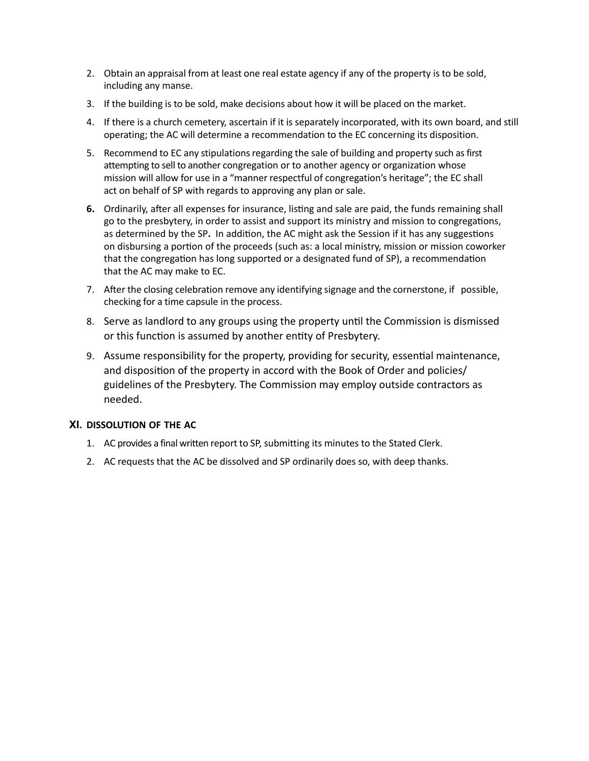2. Obtain an appraisal from at least one real estate agency if any of the property is to be sold, including any manse.
3. If the building is to be sold, make decisions about how it will be placed on the market.
4. If there is a church cemetery, ascertain if it is separately incorporated, with its own board, and still operating; the AC will determine a recommendation to the EC concerning its disposition.
5. Recommend to EC any stipulations regarding the sale of building and property such as first attempting to sell to another congregation or to another agency or organization whose mission will allow for use in a "manner respectful of congregation's heritage"; the EC shall act on behalf of SP with regards to approving any plan or sale.
6. Ordinarily, after all expenses for insurance, listing and sale are paid, the funds remaining shall go to the presbytery, in order to assist and support its ministry and mission to congregations, as determined by the SP. In addition, the AC might ask the Session if it has any suggestions on disbursing a portion of the proceeds (such as: a local ministry, mission or mission coworker that the congregation has long supported or a designated fund of SP), a recommendation that the AC may make to EC.
7. After the closing celebration remove any identifying signage and the cornerstone, if possible, checking for a time capsule in the process.
8. Serve as landlord to any groups using the property until the Commission is dismissed or this function is assumed by another entity of Presbytery.
9. Assume responsibility for the property, providing for security, essential maintenance, and disposition of the property in accord with the Book of Order and policies/ guidelines of the Presbytery. The Commission may employ outside contractors as needed.

## XI. DISSOLUTION OF THE AC

1. AC provides a final written report to SP, submitting its minutes to the Stated Clerk.
2. AC requests that the AC be dissolved and SP ordinarily does so, with deep thanks.